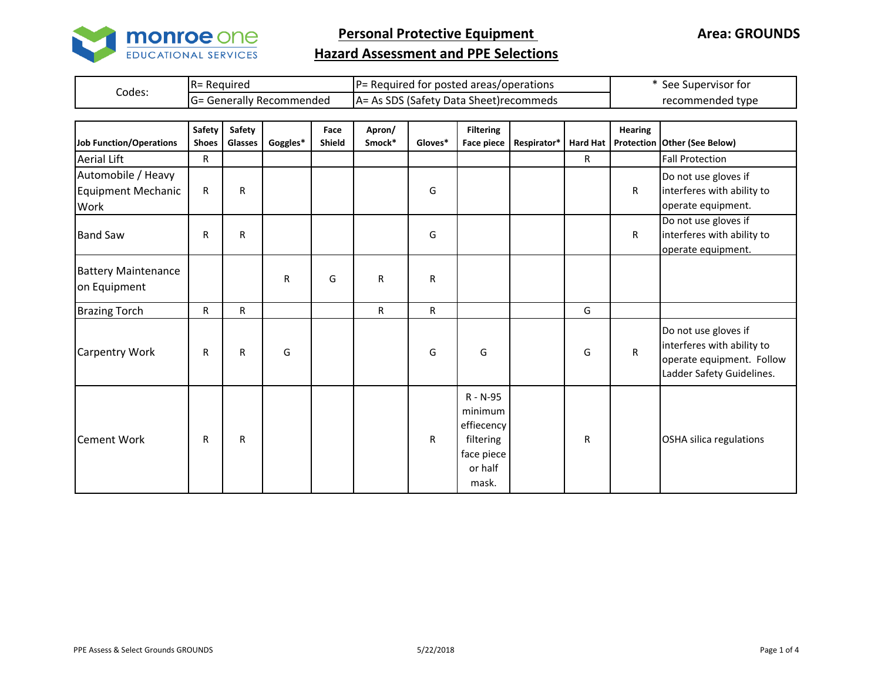monroe one EDUCATIONAL SERVICES

# Personal Protective Equipment
## Hazard Assessment and PPE Selections

**Area: GROUNDS**

| Codes: | R= Required | P= Required for posted areas/operations | * See Supervisor for recommended type |
|---|---|---|---|
| | G= Generally Recommended | A= As SDS (Safety Data Sheet)recommeds | |

| Job Function/Operations | Safety Shoes | Safety Glasses | Goggles* | Face Shield | Apron/ Smock* | Gloves* | Filtering Face piece | Respirator* | Hard Hat | Hearing Protection | Other (See Below) |
|---|---|---|---|---|---|---|---|---|---|---|---|
| Aerial Lift | R | | | | | | | | R | | Fall Protection |
| Automobile / Heavy Equipment Mechanic Work | R | R | | | | G | | | | R | Do not use gloves if interferes with ability to operate equipment. |
| Band Saw | R | R | | | | G | | | | R | Do not use gloves if interferes with ability to operate equipment. |
| Battery Maintenance on Equipment | | | R | G | R | R | | | | | |
| Brazing Torch | R | R | | | R | R | | | G | | |
| Carpentry Work | R | R | G | | | G | G | | G | R | Do not use gloves if interferes with ability to operate equipment. Follow Ladder Safety Guidelines. |
| Cement Work | R | R | | | | R | R - N-95 minimum effiecency filtering face piece or half mask. | | R | | OSHA silica regulations |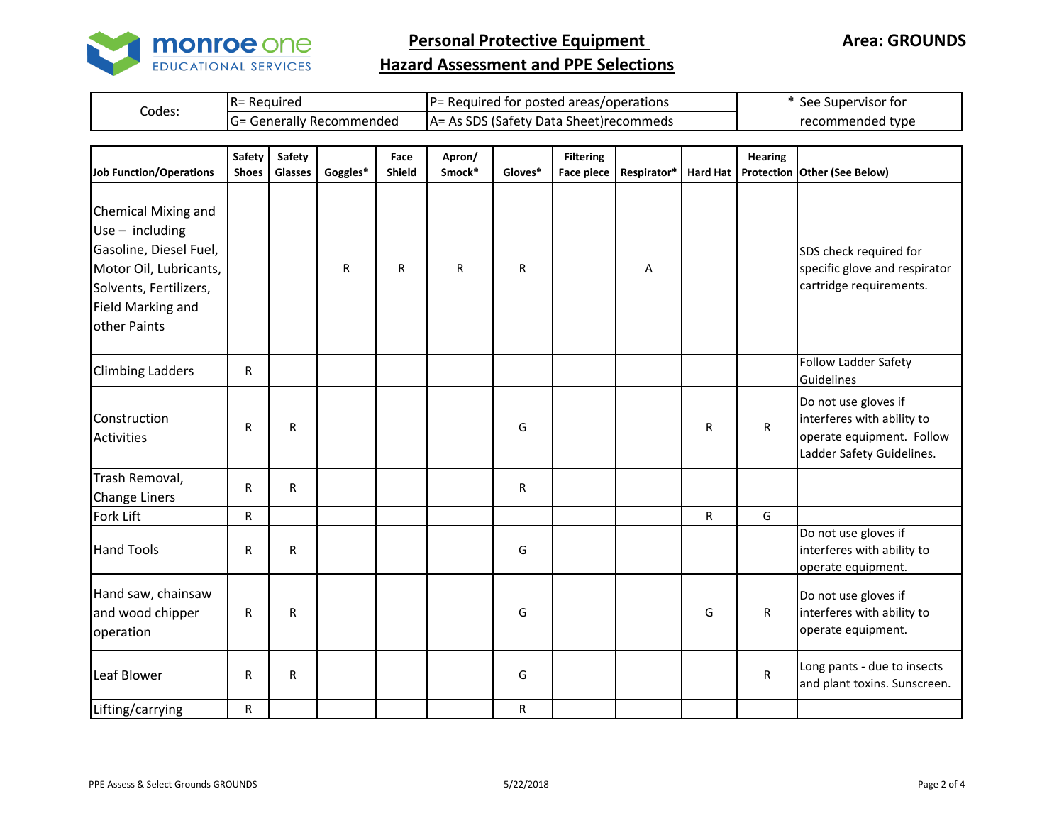# Personal Protective Equipment Hazard Assessment and PPE Selections

**Area: GROUNDS**

| Codes: | R= Required | P= Required for posted areas/operations | * See Supervisor for recommended type |
|---|---|---|---|
| | G= Generally Recommended | A= As SDS (Safety Data Sheet)recommeds | |

| Job Function/Operations | Safety Shoes | Safety Glasses | Goggles* | Face Shield | Apron/ Smock* | Gloves* | Filtering Face piece | Respirator* | Hard Hat | Hearing Protection | Other (See Below) |
|---|---|---|---|---|---|---|---|---|---|---|---|
| Chemical Mixing and Use – including Gasoline, Diesel Fuel, Motor Oil, Lubricants, Solvents, Fertilizers, Field Marking and other Paints | | | R | R | R | R | | A | | | SDS check required for specific glove and respirator cartridge requirements. |
| Climbing Ladders | R | | | | | | | | | | Follow Ladder Safety Guidelines |
| Construction Activities | R | R | | | | G | | | R | R | Do not use gloves if interferes with ability to operate equipment. Follow Ladder Safety Guidelines. |
| Trash Removal, Change Liners | R | R | | | | R | | | | | |
| Fork Lift | R | | | | | | | | R | G | |
| Hand Tools | R | R | | | | G | | | | | Do not use gloves if interferes with ability to operate equipment. |
| Hand saw, chainsaw and wood chipper operation | R | R | | | | G | | | G | R | Do not use gloves if interferes with ability to operate equipment. |
| Leaf Blower | R | R | | | | G | | | | R | Long pants - due to insects and plant toxins. Sunscreen. |
| Lifting/carrying | R | | | | | R | | | | | |

PPE Assess & Select Grounds GROUNDS — 5/22/2018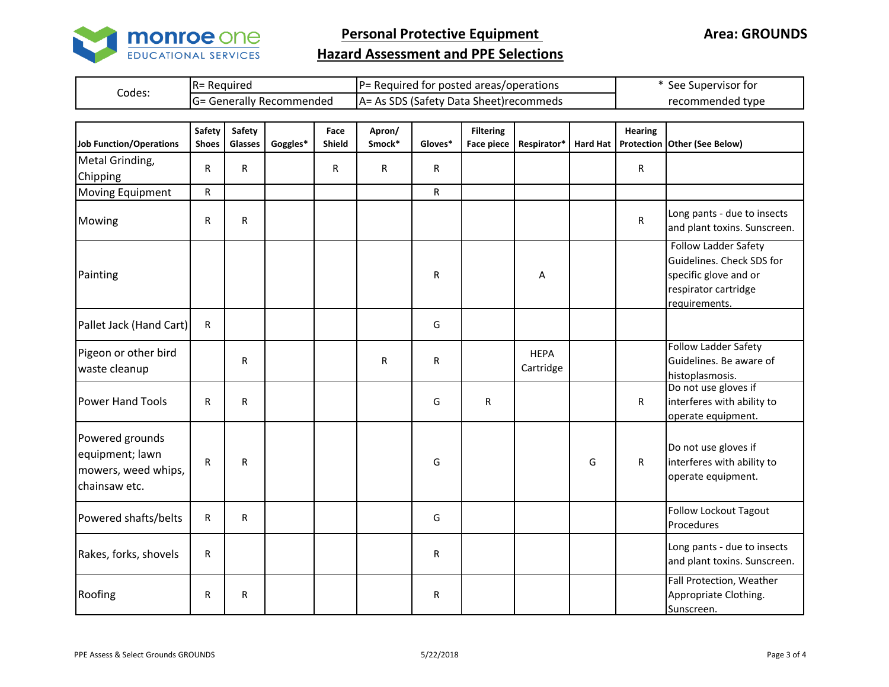monroe one
EDUCATIONAL SERVICES

# Personal Protective Equipment Hazard Assessment and PPE Selections

**Area: GROUNDS**

| Codes: | R= Required | P= Required for posted areas/operations | * See Supervisor for recommended type |
|---|---|---|---|
| | G= Generally Recommended | A= As SDS (Safety Data Sheet)recommeds | |

| Job Function/Operations | Safety Shoes | Safety Glasses | Goggles* | Face Shield | Apron/ Smock* | Gloves* | Filtering Face piece | Respirator* | Hard Hat | Hearing Protection | Other (See Below) |
|---|---|---|---|---|---|---|---|---|---|---|---|
| Metal Grinding, Chipping | R | R | | R | R | R | | | | R | |
| Moving Equipment | R | | | | | R | | | | | |
| Mowing | R | R | | | | | | | | R | Long pants - due to insects and plant toxins. Sunscreen. |
| Painting | | | | | | R | | A | | | Follow Ladder Safety Guidelines. Check SDS for specific glove and or respirator cartridge requirements. |
| Pallet Jack (Hand Cart) | R | | | | | G | | | | | |
| Pigeon or other bird waste cleanup | | R | | | R | R | | HEPA Cartridge | | | Follow Ladder Safety Guidelines. Be aware of histoplasmosis. |
| Power Hand Tools | R | R | | | | G | R | | | R | Do not use gloves if interferes with ability to operate equipment. |
| Powered grounds equipment; lawn mowers, weed whips, chainsaw etc. | R | R | | | | G | | | G | R | Do not use gloves if interferes with ability to operate equipment. |
| Powered shafts/belts | R | R | | | | G | | | | | Follow Lockout Tagout Procedures |
| Rakes, forks, shovels | R | | | | | R | | | | | Long pants - due to insects and plant toxins. Sunscreen. |
| Roofing | R | R | | | | R | | | | | Fall Protection, Weather Appropriate Clothing. Sunscreen. |

PPE Assess & Select Grounds GROUNDS 5/22/2018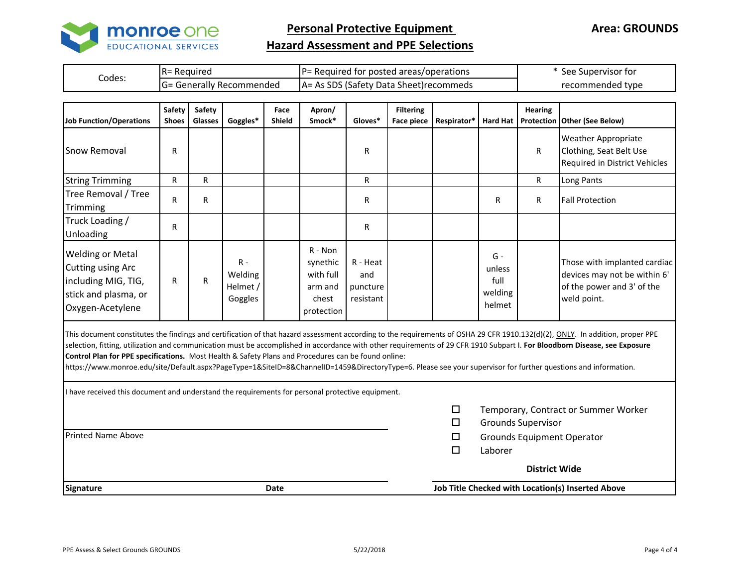monroe one EDUCATIONAL SERVICES

# Personal Protective Equipment Hazard Assessment and PPE Selections

**Area: GROUNDS**

| Codes: | R= Required | P= Required for posted areas/operations | * See Supervisor for recommended type |
|---|---|---|---|
| | G= Generally Recommended | A= As SDS (Safety Data Sheet)recommeds | |

| Job Function/Operations | Safety Shoes | Safety Glasses | Goggles* | Face Shield | Apron/ Smock* | Gloves* | Filtering Face piece | Respirator* | Hard Hat | Hearing Protection | Other (See Below) |
|---|---|---|---|---|---|---|---|---|---|---|---|
| Snow Removal | R | | | | | R | | | | R | Weather Appropriate Clothing, Seat Belt Use Required in District Vehicles |
| String Trimming | R | R | | | | R | | | | R | Long Pants |
| Tree Removal / Tree Trimming | R | R | | | | R | | | R | R | Fall Protection |
| Truck Loading / Unloading | R | | | | | R | | | | | |
| Welding or Metal Cutting using Arc including MIG, TIG, stick and plasma, or Oxygen-Acetylene | R | R | R - Welding Helmet / Goggles | | R - Non synethic with full arm and chest protection | R - Heat and puncture resistant | | | G - unless full welding helmet | | Those with implanted cardiac devices may not be within 6' of the power and 3' of the weld point. |

This document constitutes the findings and certification of that hazard assessment according to the requirements of OSHA 29 CFR 1910.132(d)(2), ONLY. In addition, proper PPE selection, fitting, utilization and communication must be accomplished in accordance with other requirements of 29 CFR 1910 Subpart I. **For Bloodborn Disease, see Exposure Control Plan for PPE specifications.** Most Health & Safety Plans and Procedures can be found online: https://www.monroe.edu/site/Default.aspx?PageType=1&SiteID=8&ChannelID=1459&DirectoryType=6. Please see your supervisor for further questions and information.

I have received this document and understand the requirements for personal protective equipment.

☐ Temporary, Contract or Summer Worker
☐ Grounds Supervisor
☐ Grounds Equipment Operator
☐ Laborer

Printed Name Above

**District Wide**

**Signature** **Date** **Job Title Checked with Location(s) Inserted Above**